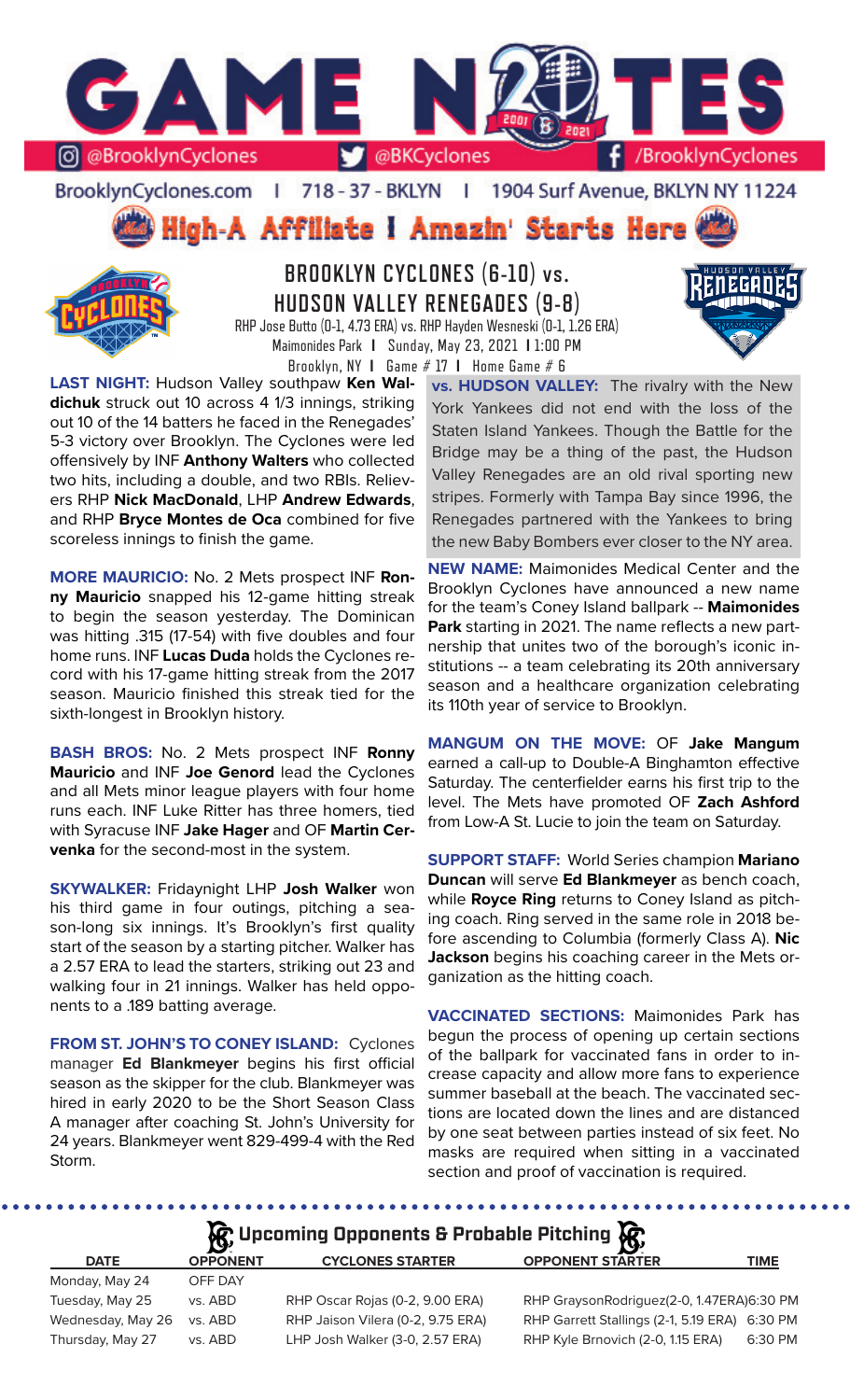# GAME NOTES

@BrooklynCyclones | @BKCyclones | /BrooklynCyclones

BrooklynCyclones.com | 718-37-BKLYN | 1904 Surf Avenue, BKLYN NY 11224

**High-A Affiliate | Amazin' Starts Here**

## BROOKLYN CYCLONES (6-10) vs. HUDSON VALLEY RENEGADES (9-8)

RHP Jose Butto (0-1, 4.73 ERA) vs. RHP Hayden Wesneski (0-1, 1.26 ERA)
Maimonides Park | Sunday, May 23, 2021 | 1:00 PM
Brooklyn, NY | Game # 17 | Home Game # 6

**LAST NIGHT:** Hudson Valley southpaw **Ken Waldichuk** struck out 10 across 4 1/3 innings, striking out 10 of the 14 batters he faced in the Renegades' 5-3 victory over Brooklyn. The Cyclones were led offensively by INF **Anthony Walters** who collected two hits, including a double, and two RBIs. Relievers RHP **Nick MacDonald**, LHP **Andrew Edwards**, and RHP **Bryce Montes de Oca** combined for five scoreless innings to finish the game.

**MORE MAURICIO:** No. 2 Mets prospect INF **Ronny Mauricio** snapped his 12-game hitting streak to begin the season yesterday. The Dominican was hitting .315 (17-54) with five doubles and four home runs. INF **Lucas Duda** holds the Cyclones record with his 17-game hitting streak from the 2017 season. Mauricio finished this streak tied for the sixth-longest in Brooklyn history.

**BASH BROS:** No. 2 Mets prospect INF **Ronny Mauricio** and INF **Joe Genord** lead the Cyclones and all Mets minor league players with four home runs each. INF Luke Ritter has three homers, tied with Syracuse INF **Jake Hager** and OF **Martin Cervenka** for the second-most in the system.

**SKYWALKER:** Fridaynight LHP **Josh Walker** won his third game in four outings, pitching a season-long six innings. It's Brooklyn's first quality start of the season by a starting pitcher. Walker has a 2.57 ERA to lead the starters, striking out 23 and walking four in 21 innings. Walker has held opponents to a .189 batting average.

**FROM ST. JOHN'S TO CONEY ISLAND:** Cyclones manager **Ed Blankmeyer** begins his first official season as the skipper for the club. Blankmeyer was hired in early 2020 to be the Short Season Class A manager after coaching St. John's University for 24 years. Blankmeyer went 829-499-4 with the Red Storm.

**vs. HUDSON VALLEY:** The rivalry with the New York Yankees did not end with the loss of the Staten Island Yankees. Though the Battle for the Bridge may be a thing of the past, the Hudson Valley Renegades are an old rival sporting new stripes. Formerly with Tampa Bay since 1996, the Renegades partnered with the Yankees to bring the new Baby Bombers ever closer to the NY area.

**NEW NAME:** Maimonides Medical Center and the Brooklyn Cyclones have announced a new name for the team's Coney Island ballpark -- **Maimonides Park** starting in 2021. The name reflects a new partnership that unites two of the borough's iconic institutions -- a team celebrating its 20th anniversary season and a healthcare organization celebrating its 110th year of service to Brooklyn.

**MANGUM ON THE MOVE:** OF **Jake Mangum** earned a call-up to Double-A Binghamton effective Saturday. The centerfielder earns his first trip to the level. The Mets have promoted OF **Zach Ashford** from Low-A St. Lucie to join the team on Saturday.

**SUPPORT STAFF:** World Series champion **Mariano Duncan** will serve **Ed Blankmeyer** as bench coach, while **Royce Ring** returns to Coney Island as pitching coach. Ring served in the same role in 2018 before ascending to Columbia (formerly Class A). **Nic Jackson** begins his coaching career in the Mets organization as the hitting coach.

**VACCINATED SECTIONS:** Maimonides Park has begun the process of opening up certain sections of the ballpark for vaccinated fans in order to increase capacity and allow more fans to experience summer baseball at the beach. The vaccinated sections are located down the lines and are distanced by one seat between parties instead of six feet. No masks are required when sitting in a vaccinated section and proof of vaccination is required.

### Upcoming Opponents & Probable Pitching

| DATE | OPPONENT | CYCLONES STARTER | OPPONENT STARTER | TIME |
|---|---|---|---|---|
| Monday, May 24 | OFF DAY | | | |
| Tuesday, May 25 | vs. ABD | RHP Oscar Rojas (0-2, 9.00 ERA) | RHP GraysonRodriguez(2-0, 1.47ERA) | 6:30 PM |
| Wednesday, May 26 | vs. ABD | RHP Jaison Vilera (0-2, 9.75 ERA) | RHP Garrett Stallings (2-1, 5.19 ERA) | 6:30 PM |
| Thursday, May 27 | vs. ABD | LHP Josh Walker (3-0, 2.57 ERA) | RHP Kyle Brnovich (2-0, 1.15 ERA) | 6:30 PM |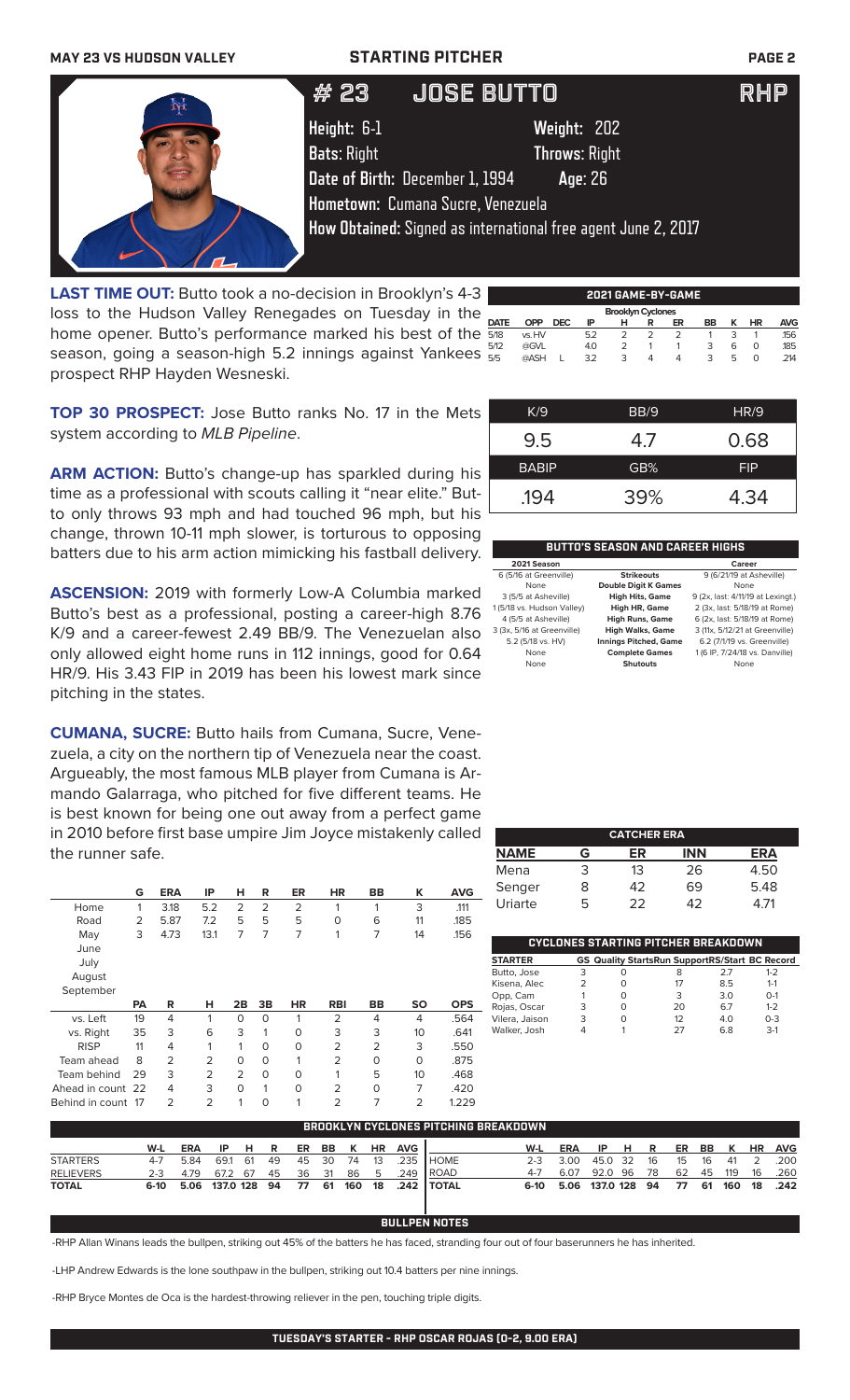**MAY 23 VS HUDSON VALLEY** **STARTING PITCHER**

# #23 JOSE BUTTO RHP

**Height:** 6-1 **Weight:** 202
**Bats:** Right **Throws:** Right
**Date of Birth:** December 1, 1994 **Age:** 26
**Hometown:** Cumana Sucre, Venezuela
**How Obtained:** Signed as international free agent June 2, 2017

**LAST TIME OUT:** Butto took a no-decision in Brooklyn's 4-3 loss to the Hudson Valley Renegades on Tuesday in the home opener. Butto's performance marked his best of the season, going a season-high 5.2 innings against Yankees prospect RHP Hayden Wesneski.

**TOP 30 PROSPECT:** Jose Butto ranks No. 17 in the Mets system according to *MLB Pipeline*.

**ARM ACTION:** Butto's change-up has sparkled during his time as a professional with scouts calling it "near elite." Butto only throws 93 mph and had touched 96 mph, but his change, thrown 10-11 mph slower, is torturous to opposing batters due to his arm action mimicking his fastball delivery.

**ASCENSION:** 2019 with formerly Low-A Columbia marked Butto's best as a professional, posting a career-high 8.76 K/9 and a career-fewest 2.49 BB/9. The Venezuelan also only allowed eight home runs in 112 innings, good for 0.64 HR/9. His 3.43 FIP in 2019 has been his lowest mark since pitching in the states.

**CUMANA, SUCRE:** Butto hails from Cumana, Sucre, Venezuela, a city on the northern tip of Venezuela near the coast. Argueably, the most famous MLB player from Cumana is Armando Galarraga, who pitched for five different teams. He is best known for being one out away from a perfect game in 2010 before first base umpire Jim Joyce mistakenly called the runner safe.

| | G | ERA | IP | H | R | ER | HR | BB | K | AVG |
|---|---|---|---|---|---|---|---|---|---|---|
| Home | 1 | 3.18 | 5.2 | 2 | 2 | 2 | 1 | 1 | 3 | .111 |
| Road | 2 | 5.87 | 7.2 | 5 | 5 | 5 | 0 | 6 | 11 | .185 |
| May | 3 | 4.73 | 13.1 | 7 | 7 | 7 | 1 | 7 | 14 | .156 |
| June | | | | | | | | | | |
| July | | | | | | | | | | |
| August | | | | | | | | | | |
| September | | | | | | | | | | |

| | PA | R | H | 2B | 3B | HR | RBI | BB | SO | OPS |
|---|---|---|---|---|---|---|---|---|---|---|
| vs. Left | 19 | 4 | 1 | 0 | 0 | 1 | 2 | 4 | 4 | .564 |
| vs. Right | 35 | 3 | 6 | 3 | 1 | 0 | 3 | 3 | 10 | .641 |
| RISP | 11 | 4 | 1 | 1 | 0 | 0 | 2 | 2 | 3 | .550 |
| Team ahead | 8 | 2 | 2 | 0 | 0 | 1 | 2 | 0 | 0 | .875 |
| Team behind | 29 | 3 | 2 | 2 | 0 | 0 | 1 | 5 | 10 | .468 |
| Ahead in count | 22 | 4 | 3 | 0 | 1 | 0 | 2 | 0 | 7 | .420 |
| Behind in count | 17 | 2 | 2 | 1 | 0 | 1 | 2 | 7 | 2 | 1.229 |

**2021 GAME-BY-GAME**

| DATE | OPP | DEC | IP | H | R | ER | BB | K | HR | AVG |
|---|---|---|---|---|---|---|---|---|---|---|
| Brooklyn Cyclones | | | | | | | | | | |
| 5/18 | vs. HV | | 5.2 | 2 | 2 | 2 | 1 | 3 | 1 | .156 |
| 5/12 | @GVL | | 4.0 | 2 | 1 | 1 | 3 | 6 | 0 | .185 |
| 5/5 | @ASH | L | 3.2 | 3 | 4 | 4 | 3 | 5 | 0 | .214 |

| K/9 | BB/9 | HR/9 |
|---|---|---|
| 9.5 | 4.7 | 0.68 |
| **BABIP** | **GB%** | **FIP** |
| .194 | 39% | 4.34 |

**BUTTO'S SEASON AND CAREER HIGHS**

| 2021 Season | | Career |
|---|---|---|
| 6 (5/16 at Greenville) | Strikeouts | 9 (6/21/19 at Asheville) |
| None | Double Digit K Games | None |
| 3 (5/5 at Asheville) | High Hits, Game | 9 (2x, last: 4/11/19 at Lexingt.) |
| 1 (5/18 vs. Hudson Valley) | High HR, Game | 2 (3x, last: 5/18/19 at Rome) |
| 4 (5/5 at Asheville) | High Runs, Game | 6 (2x, last: 5/18/19 at Rome) |
| 3 (3x, 5/16 at Greenville) | High Walks, Game | 3 (11x, 5/12/21 at Greenville) |
| 5.2 (5/18 vs. HV) | Innings Pitched, Game | 6.2 (7/1/19 vs. Greenville) |
| None | Complete Games | 1 (6 IP, 7/24/18 vs. Danville) |
| None | Shutouts | None |

**CATCHER ERA**

| NAME | G | ER | INN | ERA |
|---|---|---|---|---|
| Mena | 3 | 13 | 26 | 4.50 |
| Senger | 8 | 42 | 69 | 5.48 |
| Uriarte | 5 | 22 | 42 | 4.71 |

**CYCLONES STARTING PITCHER BREAKDOWN**

| STARTER | GS | Quality Starts | Run Support | RS/Start | BC Record |
|---|---|---|---|---|---|
| Butto, Jose | 3 | 0 | 8 | 2.7 | 1-2 |
| Kisena, Alec | 2 | 0 | 17 | 8.5 | 1-1 |
| Opp, Cam | 1 | 0 | 3 | 3.0 | 0-1 |
| Rojas, Oscar | 3 | 0 | 20 | 6.7 | 1-2 |
| Vilera, Jaison | 3 | 0 | 12 | 4.0 | 0-3 |
| Walker, Josh | 4 | 1 | 27 | 6.8 | 3-1 |

**BROOKLYN CYCLONES PITCHING BREAKDOWN**

| | W-L | ERA | IP | H | R | ER | BB | K | HR | AVG |
|---|---|---|---|---|---|---|---|---|---|---|
| STARTERS | 4-7 | 5.84 | 69.1 | 61 | 49 | 45 | 30 | 74 | 13 | .235 |
| RELIEVERS | 2-3 | 4.79 | 67.2 | 67 | 45 | 36 | 31 | 86 | 5 | .249 |
| TOTAL | 6-10 | 5.06 | 137.0 | 128 | 94 | 77 | 61 | 160 | 18 | .242 |

| | W-L | ERA | IP | H | R | ER | BB | K | HR | AVG |
|---|---|---|---|---|---|---|---|---|---|---|
| HOME | 2-3 | 3.00 | 45.0 | 32 | 16 | 15 | 16 | 41 | 2 | .200 |
| ROAD | 4-7 | 6.07 | 92.0 | 96 | 78 | 62 | 45 | 119 | 16 | .260 |
| TOTAL | 6-10 | 5.06 | 137.0 | 128 | 94 | 77 | 61 | 160 | 18 | .242 |

**BULLPEN NOTES**

-RHP Allan Winans leads the bullpen, striking out 45% of the batters he has faced, stranding four out of four baserunners he has inherited.

-LHP Andrew Edwards is the lone southpaw in the bullpen, striking out 10.4 batters per nine innings.

-RHP Bryce Montes de Oca is the hardest-throwing reliever in the pen, touching triple digits.

**TUESDAY'S STARTER - RHP OSCAR ROJAS (0-2, 9.00 ERA)**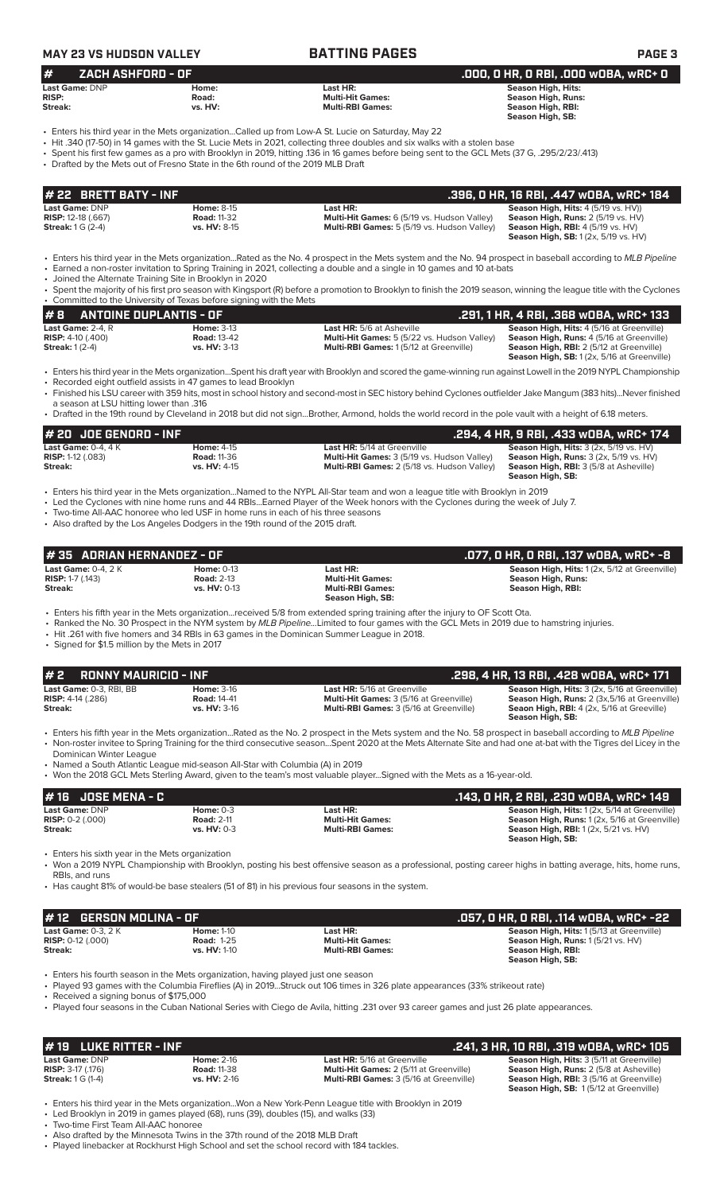## # ZACH ASHFORD - OF .000, 0 HR, 0 RBI, .000 wOBA, wRC+ 0

| | | | |
|---|---|---|---|
| **Last Game:** DNP | **Home:** | **Last HR:** | **Season High, Hits:** |
| **RISP:** | **Road:** | **Multi-Hit Games:** | **Season High, Runs:** |
| **Streak:** | **vs. HV:** | **Multi-RBI Games:** | **Season High, RBI:** |
| | | | **Season High, SB:** |

- Enters his third year in the Mets organization...Called up from Low-A St. Lucie on Saturday, May 22
- Hit .340 (17-50) in 14 games with the St. Lucie Mets in 2021, collecting three doubles and six walks with a stolen base
- Spent his first few games as a pro with Brooklyn in 2019, hitting .136 in 16 games before being sent to the GCL Mets (37 G, .295/2/23/.413)
- Drafted by the Mets out of Fresno State in the 6th round of the 2019 MLB Draft

## # 22 BRETT BATY - INF .396, 0 HR, 16 RBI, .447 wOBA, wRC+ 184

| | | | |
|---|---|---|---|
| **Last Game:** DNP | **Home:** 8-15 | **Last HR:** | **Season High, Hits:** 4 (5/19 vs. HV)) |
| **RISP:** 12-18 (.667) | **Road:** 11-32 | **Multi-Hit Games:** 6 (5/19 vs. Hudson Valley) | **Season High, Runs:** 2 (5/19 vs. HV) |
| **Streak:** 1 G (2-4) | **vs. HV:** 8-15 | **Multi-RBI Games:** 5 (5/19 vs. Hudson Valley) | **Season High, RBI:** 4 (5/19 vs. HV) |
| | | | **Season High, SB:** 1 (2x, 5/19 vs. HV) |

- Enters his third year in the Mets organization...Rated as the No. 4 prospect in the Mets system and the No. 94 prospect in baseball according to *MLB Pipeline*
- Earned a non-roster invitation to Spring Training in 2021, collecting a double and a single in 10 games and 10 at-bats
- Joined the Alternate Training Site in Brooklyn in 2020
- Spent the majority of his first pro season with Kingsport (R) before a promotion to Brooklyn to finish the 2019 season, winning the league title with the Cyclones
- Committed to the University of Texas before signing with the Mets

## # 8 ANTOINE DUPLANTIS - OF .291, 1 HR, 4 RBI, .368 wOBA, wRC+ 133

| | | | |
|---|---|---|---|
| **Last Game:** 2-4, R | **Home:** 3-13 | **Last HR:** 5/6 at Asheville | **Season High, Hits:** 4 (5/16 at Greenville) |
| **RISP:** 4-10 (.400) | **Road:** 13-42 | **Multi-Hit Games:** 5 (5/22 vs. Hudson Valley) | **Season High, Runs:** 4 (5/16 at Greenville) |
| **Streak:** 1 (2-4) | **vs. HV:** 3-13 | **Multi-RBI Games:** 1 (5/12 at Greenville) | **Season High, RBI:** 2 (5/12 at Greenville) |
| | | | **Season High, SB:** 1 (2x, 5/16 at Greenville) |

- Enters his third year in the Mets organization...Spent his draft year with Brooklyn and scored the game-winning run against Lowell in the 2019 NYPL Championship
- Recorded eight outfield assists in 47 games to lead Brooklyn
- Finished his LSU career with 359 hits, most in school history and second-most in SEC history behind Cyclones outfielder Jake Mangum (383 hits)...Never finished a season at LSU hitting lower than .316
- Drafted in the 19th round by Cleveland in 2018 but did not sign...Brother, Armond, holds the world record in the pole vault with a height of 6.18 meters.

## # 20 JOE GENORD - INF .294, 4 HR, 9 RBI, .433 wOBA, wRC+ 174

| | | | |
|---|---|---|---|
| **Last Game:** 0-4, 4 K | **Home:** 4-15 | **Last HR:** 5/14 at Greenville | **Season High, Hits:** 3 (2x, 5/19 vs. HV) |
| **RISP:** 1-12 (.083) | **Road:** 11-36 | **Multi-Hit Games:** 3 (5/19 vs. Hudson Valley) | **Season High, Runs:** 3 (2x, 5/19 vs. HV) |
| **Streak:** | **vs. HV:** 4-15 | **Multi-RBI Games:** 2 (5/18 vs. Hudson Valley) | **Season High, RBI:** 3 (5/8 at Asheville) |
| | | | **Season High, SB:** |

- Enters his third year in the Mets organization...Named to the NYPL All-Star team and won a league title with Brooklyn in 2019
- Led the Cyclones with nine home runs and 44 RBIs...Earned Player of the Week honors with the Cyclones during the week of July 7.
- Two-time All-AAC honoree who led USF in home runs in each of his three seasons
- Also drafted by the Los Angeles Dodgers in the 19th round of the 2015 draft.

## # 35 ADRIAN HERNANDEZ - OF .077, 0 HR, 0 RBI, .137 wOBA, wRC+ -8

| | | | |
|---|---|---|---|
| **Last Game:** 0-4, 2 K | **Home:** 0-13 | **Last HR:** | **Season High, Hits:** 1 (2x, 5/12 at Greenville) |
| **RISP:** 1-7 (.143) | **Road:** 2-13 | **Multi-Hit Games:** | **Season High, Runs:** |
| **Streak:** | **vs. HV:** 0-13 | **Multi-RBI Games:** | **Season High, RBI:** |
| | | **Season High, SB:** | |

- Enters his fifth year in the Mets organization...received 5/8 from extended spring training after the injury to OF Scott Ota.
- Ranked the No. 30 Prospect in the NYM system by *MLB Pipeline*...Limited to four games with the GCL Mets in 2019 due to hamstring injuries.
- Hit .261 with five homers and 34 RBIs in 63 games in the Dominican Summer League in 2018.
- Signed for $1.5 million by the Mets in 2017

## # 2 RONNY MAURICIO - INF .298, 4 HR, 13 RBI, .428 wOBA, wRC+ 171

| | | | |
|---|---|---|---|
| **Last Game:** 0-3, RBI, BB | **Home:** 3-16 | **Last HR:** 5/16 at Greenville | **Season High, Hits:** 3 (2x, 5/16 at Greenville) |
| **RISP:** 4-14 (.286) | **Road:** 14-41 | **Multi-Hit Games:** 3 (5/16 at Greenville) | **Season High, Runs:** 2 (3x,5/16 at Greenville) |
| **Streak:** | **vs. HV:** 3-16 | **Multi-RBI Games:** 3 (5/16 at Greenville) | **Seaon High, RBI:** 4 (2x, 5/16 at Greeville) |
| | | | **Season High, SB:** |

- Enters his fifth year in the Mets organization...Rated as the No. 2 prospect in the Mets system and the No. 58 prospect in baseball according to *MLB Pipeline*
- Non-roster invitee to Spring Training for the third consecutive season...Spent 2020 at the Mets Alternate Site and had one at-bat with the Tigres del Licey in the Dominican Winter League
- Named a South Atlantic League mid-season All-Star with Columbia (A) in 2019
- Won the 2018 GCL Mets Sterling Award, given to the team's most valuable player...Signed with the Mets as a 16-year-old.

## # 16 JOSE MENA - C .143, 0 HR, 2 RBI, .230 wOBA, wRC+ 149

| | | | |
|---|---|---|---|
| **Last Game:** DNP | **Home:** 0-3 | **Last HR:** | **Season High, Hits:** 1 (2x, 5/14 at Greenville) |
| **RISP:** 0-2 (.000) | **Road:** 2-11 | **Multi-Hit Games:** | **Season High, Runs:** 1 (2x, 5/16 at Greenville) |
| **Streak:** | **vs. HV:** 0-3 | **Multi-RBI Games:** | **Season High, RBI:** 1 (2x, 5/21 vs. HV) |
| | | | **Season High, SB:** |

- Enters his sixth year in the Mets organization
- Won a 2019 NYPL Championship with Brooklyn, posting his best offensive season as a professional, posting career highs in batting average, hits, home runs, RBIs, and runs
- Has caught 81% of would-be base stealers (51 of 81) in his previous four seasons in the system.

## # 12 GERSON MOLINA - OF .057, 0 HR, 0 RBI, .114 wOBA, wRC+ -22

| | | | |
|---|---|---|---|
| **Last Game:** 0-3, 2 K | **Home:** 1-10 | **Last HR:** | **Season High, Hits:** 1 (5/13 at Greenville) |
| **RISP:** 0-12 (.000) | **Road:** 1-25 | **Multi-Hit Games:** | **Season High, Runs:** 1 (5/21 vs. HV) |
| **Streak:** | **vs. HV:** 1-10 | **Multi-RBI Games:** | **Season High, RBI:** |
| | | | **Season High, SB:** |

- Enters his fourth season in the Mets organization, having played just one season
- Played 93 games with the Columbia Fireflies (A) in 2019...Struck out 106 times in 326 plate appearances (33% strikeout rate)
- Received a signing bonus of $175,000
- Played four seasons in the Cuban National Series with Ciego de Avila, hitting .231 over 93 career games and just 26 plate appearances.

## # 19 LUKE RITTER - INF .241, 3 HR, 10 RBI, .319 wOBA, wRC+ 105

| | | | |
|---|---|---|---|
| **Last Game:** DNP | **Home:** 2-16 | **Last HR:** 5/16 at Greenville | **Season High, Hits:** 3 (5/11 at Greenville) |
| **RISP:** 3-17 (.176) | **Road:** 11-38 | **Multi-Hit Games:** 2 (5/11 at Greenville) | **Season High, Runs:** 2 (5/8 at Asheville) |
| **Streak:** 1 G (1-4) | **vs. HV:** 2-16 | **Multi-RBI Games:** 3 (5/16 at Greenville) | **Season High, RBI:** 3 (5/16 at Greenville) |
| | | | **Season High, SB:** 1 (5/12 at Greenville) |

- Enters his third year in the Mets organization...Won a New York-Penn League title with Brooklyn in 2019
- Led Brooklyn in 2019 in games played (68), runs (39), doubles (15), and walks (33)
- Two-time First Team All-AAC honoree
- Also drafted by the Minnesota Twins in the 37th round of the 2018 MLB Draft
- Played linebacker at Rockhurst High School and set the school record with 184 tackles.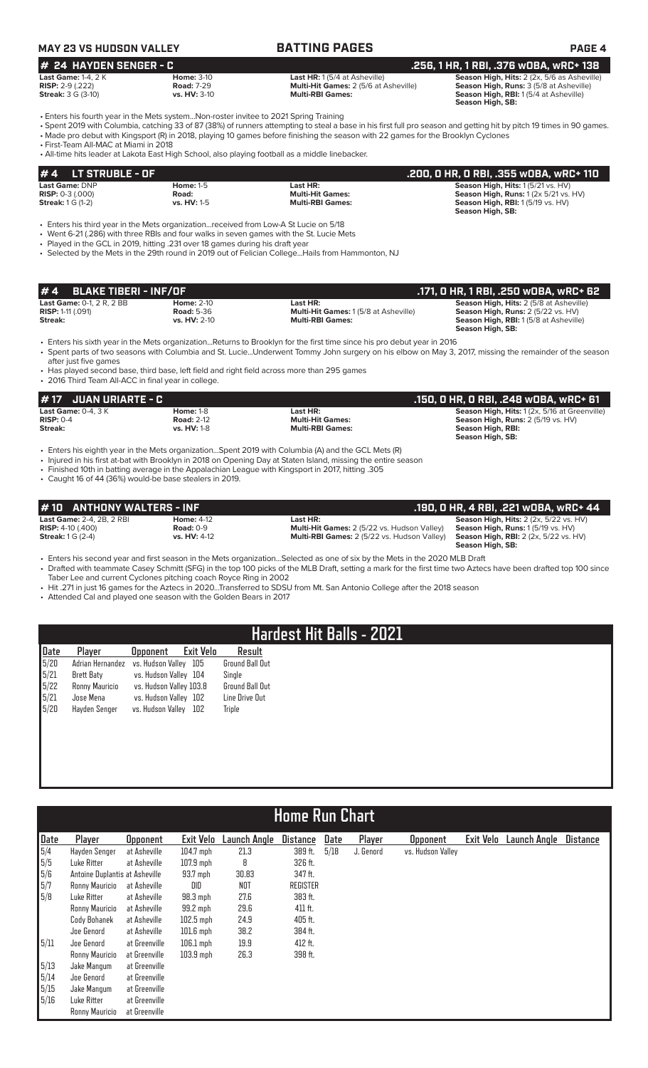**MAY 23 VS HUDSON VALLEY** — **BATTING PAGES**

## # 24 HAYDEN SENGER - C — .256, 1 HR, 1 RBI, .376 wOBA, wRC+ 138

**Last Game:** 1-4, 2 K | **Home:** 3-10 | **Last HR:** 1 (5/4 at Asheville) | **Season High, Hits:** 2 (2x, 5/6 as Asheville)
**RISP:** 2-9 (.222) | **Road:** 7-29 | **Multi-Hit Games:** 2 (5/6 at Asheville) | **Season High, Runs:** 3 (5/8 at Asheville)
**Streak:** 3 G (3-10) | **vs. HV:** 3-10 | **Multi-RBI Games:** | **Season High, RBI:** 1 (5/4 at Asheville)
**Season High, SB:**

- Enters his fourth year in the Mets system...Non-roster invitee to 2021 Spring Training
- Spent 2019 with Columbia, catching 33 of 87 (38%) of runners attempting to steal a base in his first full pro season and getting hit by pitch 19 times in 90 games.
- Made pro debut with Kingsport (R) in 2018, playing 10 games before finishing the season with 22 games for the Brooklyn Cyclones
- First-Team All-MAC at Miami in 2018
- All-time hits leader at Lakota East High School, also playing football as a middle linebacker.

## # 4 LT STRUBLE - OF — .200, 0 HR, 0 RBI, .355 wOBA, wRC+ 110

**Last Game:** DNP | **Home:** 1-5 | **Last HR:** | **Season High, Hits:** 1 (5/21 vs. HV)
**RISP:** 0-3 (.000) | **Road:** | **Multi-Hit Games:** | **Season High, Runs:** 1 (2x 5/21 vs. HV)
**Streak:** 1 G (1-2) | **vs. HV:** 1-5 | **Multi-RBI Games:** | **Season High, RBI:** 1 (5/19 vs. HV)
**Season High, SB:**

- Enters his third year in the Mets organization...received from Low-A St Lucie on 5/18
- Went 6-21 (.286) with three RBIs and four walks in seven games with the St. Lucie Mets
- Played in the GCL in 2019, hitting .231 over 18 games during his draft year
- Selected by the Mets in the 29th round in 2019 out of Felician College...Hails from Hammonton, NJ

## # 4 BLAKE TIBERI - INF/OF — .171, 0 HR, 1 RBI, .250 wOBA, wRC+ 62

**Last Game:** 0-1, 2 R, 2 BB | **Home:** 2-10 | **Last HR:** | **Season High, Hits:** 2 (5/8 at Asheville)
**RISP:** 1-11 (.091) | **Road:** 5-36 | **Multi-Hit Games:** 1 (5/8 at Asheville) | **Season High, Runs:** 2 (5/22 vs. HV)
**Streak:** | **vs. HV:** 2-10 | **Multi-RBI Games:** | **Season High, RBI:** 1 (5/8 at Asheville)
**Season High, SB:**

- Enters his sixth year in the Mets organization...Returns to Brooklyn for the first time since his pro debut year in 2016
- Spent parts of two seasons with Columbia and St. Lucie...Underwent Tommy John surgery on his elbow on May 3, 2017, missing the remainder of the season after just five games
- Has played second base, third base, left field and right field across more than 295 games
- 2016 Third Team All-ACC in final year in college.

## # 17 JUAN URIARTE - C — .150, 0 HR, 0 RBI, .248 wOBA, wRC+ 61

**Last Game:** 0-4, 3 K | **Home:** 1-8 | **Last HR:** | **Season High, Hits:** 1 (2x, 5/16 at Greenville)
**RISP:** 0-4 | **Road:** 2-12 | **Multi-Hit Games:** | **Season High, Runs:** 2 (5/19 vs. HV)
**Streak:** | **vs. HV:** 1-8 | **Multi-RBI Games:** | **Season High, RBI:**
**Season High, SB:**

- Enters his eighth year in the Mets organization...Spent 2019 with Columbia (A) and the GCL Mets (R)
- Injured in his first at-bat with Brooklyn in 2018 on Opening Day at Staten Island, missing the entire season
- Finished 10th in batting average in the Appalachian League with Kingsport in 2017, hitting .305
- Caught 16 of 44 (36%) would-be base stealers in 2019.

## # 10 ANTHONY WALTERS - INF — .190, 0 HR, 4 RBI, .221 wOBA, wRC+ 44

**Last Game:** 2-4, 2B, 2 RBI | **Home:** 4-12 | **Last HR:** | **Season High, Hits:** 2 (2x, 5/22 vs. HV)
**RISP:** 4-10 (.400) | **Road:** 0-9 | **Multi-Hit Games:** 2 (5/22 vs. Hudson Valley) | **Season High, Runs:** 1 (5/19 vs. HV)
**Streak:** 1 G (2-4) | **vs. HV:** 4-12 | **Multi-RBI Games:** 2 (5/22 vs. Hudson Valley) | **Season High, RBI:** 2 (2x, 5/22 vs. HV)
**Season High, SB:**

- Enters his second year and first season in the Mets organization...Selected as one of six by the Mets in the 2020 MLB Draft
- Drafted with teammate Casey Schmitt (SFG) in the top 100 picks of the MLB Draft, setting a mark for the first time two Aztecs have been drafted top 100 since Taber Lee and current Cyclones pitching coach Royce Ring in 2002
- Hit .271 in just 16 games for the Aztecs in 2020...Transferred to SDSU from Mt. San Antonio College after the 2018 season
- Attended Cal and played one season with the Golden Bears in 2017

## Hardest Hit Balls - 2021

| Date | Player | Opponent | Exit Velo | Result |
|---|---|---|---|---|
| 5/20 | Adrian Hernandez | vs. Hudson Valley | 105 | Ground Ball Out |
| 5/21 | Brett Baty | vs. Hudson Valley | 104 | Single |
| 5/22 | Ronny Mauricio | vs. Hudson Valley | 103.8 | Ground Ball Out |
| 5/21 | Jose Mena | vs. Hudson Valley | 102 | Line Drive Out |
| 5/20 | Hayden Senger | vs. Hudson Valley | 102 | Triple |

## Home Run Chart

| Date | Player | Opponent | Exit Velo | Launch Angle | Distance |
|---|---|---|---|---|---|
| 5/4 | Hayden Senger | at Asheville | 104.7 mph | 21.3 | 389 ft. |
| 5/5 | Luke Ritter | at Asheville | 107.9 mph | 8 | 326 ft. |
| 5/6 | Antoine Duplantis | at Asheville | 93.7 mph | 30.83 | 347 ft. |
| 5/7 | Ronny Mauricio | at Asheville | DID | NOT | REGISTER |
| 5/8 | Luke Ritter | at Asheville | 98.3 mph | 27.6 | 383 ft. |
| | Ronny Mauricio | at Asheville | 99.2 mph | 29.6 | 411 ft. |
| | Cody Bohanek | at Asheville | 102.5 mph | 24.9 | 405 ft. |
| | Joe Genord | at Asheville | 101.6 mph | 38.2 | 384 ft. |
| 5/11 | Joe Genord | at Greenville | 106.1 mph | 19.9 | 412 ft. |
| | Ronny Mauricio | at Greenville | 103.9 mph | 26.3 | 398 ft. |
| 5/13 | Jake Mangum | at Greenville | | | |
| 5/14 | Joe Genord | at Greenville | | | |
| 5/15 | Jake Mangum | at Greenville | | | |
| 5/16 | Luke Ritter | at Greenville | | | |
| | Ronny Mauricio | at Greenville | | | |
| 5/18 | J. Genord | vs. Hudson Valley | | | |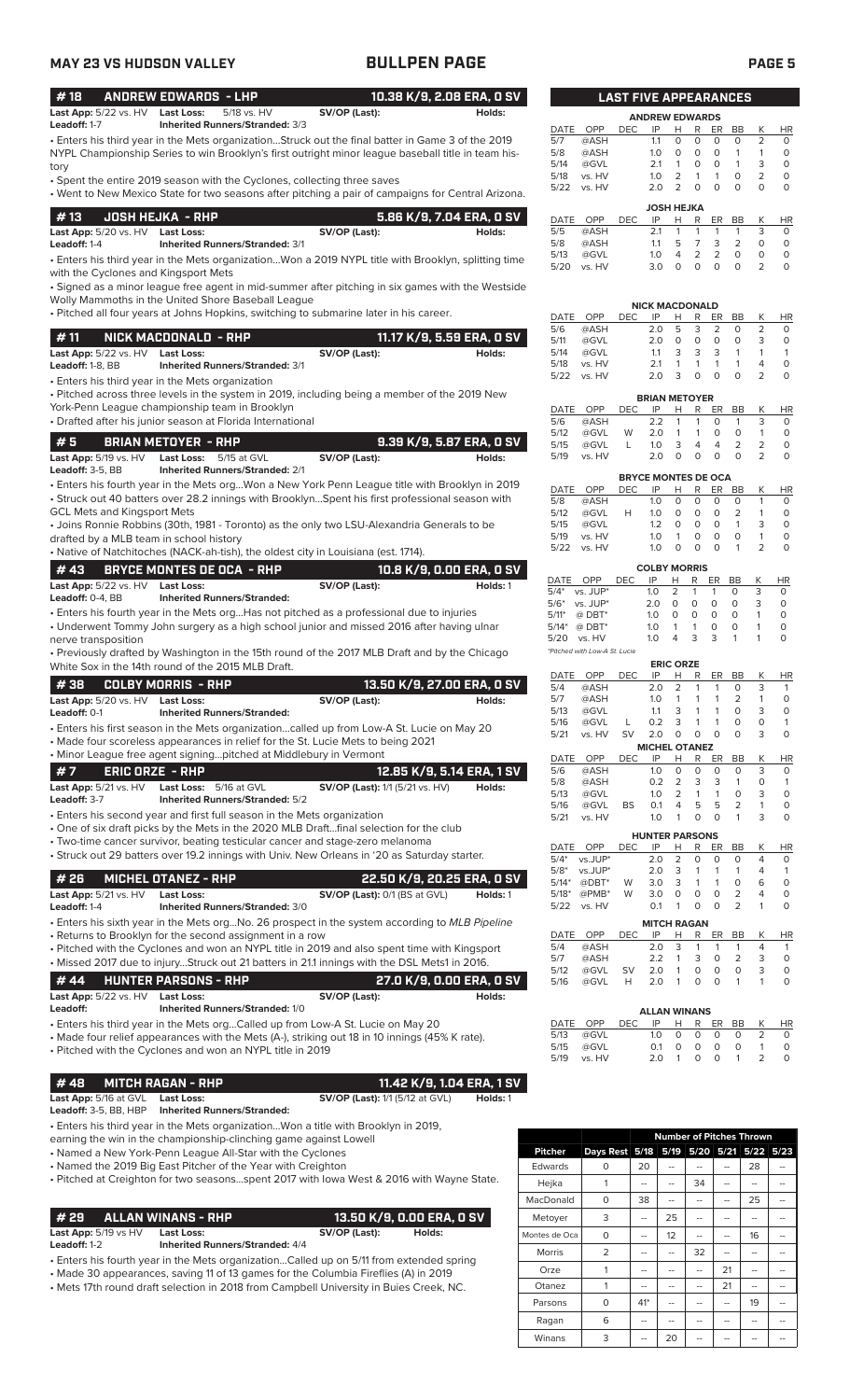# BULLPEN PAGE

MAY 23 VS HUDSON VALLEY

## #18 ANDREW EDWARDS - LHP — 10.38 K/9, 2.08 ERA, 0 SV

**Last App:** 5/22 vs. HV **Last Loss:** 5/18 vs. HV **SV/OP (Last):** **Holds:**
**Leadoff:** 1-7 **Inherited Runners/Stranded:** 3/3

- Enters his third year in the Mets organization...Struck out the final batter in Game 3 of the 2019 NYPL Championship Series to win Brooklyn's first outright minor league baseball title in team history
- Spent the entire 2019 season with the Cyclones, collecting three saves
- Went to New Mexico State for two seasons after pitching a pair of campaigns for Central Arizona.

## #13 JOSH HEJKA - RHP — 5.86 K/9, 7.04 ERA, 0 SV

**Last App:** 5/20 vs. HV **Last Loss:** **SV/OP (Last):** **Holds:**
**Leadoff:** 1-4 **Inherited Runners/Stranded:** 3/1

- Enters his third year in the Mets organization...Won a 2019 NYPL title with Brooklyn, splitting time with the Cyclones and Kingsport Mets
- Signed as a minor league free agent in mid-summer after pitching in six games with the Westside Wolly Mammoths in the United Shore Baseball League
- Pitched all four years at Johns Hopkins, switching to submarine later in his career.

## #11 NICK MACDONALD - RHP — 11.17 K/9, 5.59 ERA, 0 SV

**Last App:** 5/22 vs. HV **Last Loss:** **SV/OP (Last):** **Holds:**
**Leadoff:** 1-8, BB **Inherited Runners/Stranded:** 3/1

- Enters his third year in the Mets organization
- Pitched across three levels in the system in 2019, including being a member of the 2019 New York-Penn League championship team in Brooklyn
- Drafted after his junior season at Florida International

## #5 BRIAN METOYER - RHP — 9.39 K/9, 5.87 ERA, 0 SV

**Last App:** 5/19 vs. HV **Last Loss:** 5/15 at GVL **SV/OP (Last):** **Holds:**
**Leadoff:** 3-5, BB **Inherited Runners/Stranded:** 2/1

- Enters his fourth year in the Mets org...Won a New York Penn League title with Brooklyn in 2019
- Struck out 40 batters over 28.2 innings with Brooklyn...Spent his first professional season with GCL Mets and Kingsport Mets
- Joins Ronnie Robbins (30th, 1981 - Toronto) as the only two LSU-Alexandria Generals to be drafted by a MLB team in school history
- Native of Natchitoches (NACK-ah-tish), the oldest city in Louisiana (est. 1714).

## #43 BRYCE MONTES DE OCA - RHP — 10.8 K/9, 0.00 ERA, 0 SV

**Last App:** 5/22 vs. HV **Last Loss:** **SV/OP (Last):** **Holds:** 1
**Leadoff:** 0-4, BB **Inherited Runners/Stranded:**

- Enters his fourth year in the Mets org...Has not pitched as a professional due to injuries
- Underwent Tommy John surgery as a high school junior and missed 2016 after having ulnar nerve transposition
- Previously drafted by Washington in the 15th round of the 2017 MLB Draft and by the Chicago White Sox in the 14th round of the 2015 MLB Draft.

## #38 COLBY MORRIS - RHP — 13.50 K/9, 27.00 ERA, 0 SV

**Last App:** 5/20 vs. HV **Last Loss:** **SV/OP (Last):** **Holds:**
**Leadoff:** 0-1 **Inherited Runners/Stranded:**

- Enters his first season in the Mets organization...called up from Low-A St. Lucie on May 20
- Made four scoreless appearances in relief for the St. Lucie Mets to being 2021
- Minor League free agent signing...pitched at Middlebury in Vermont

## #7 ERIC ORZE - RHP — 12.85 K/9, 5.14 ERA, 1 SV

**Last App:** 5/21 vs. HV **Last Loss:** 5/16 at GVL **SV/OP (Last):** 1/1 (5/21 vs. HV) **Holds:**
**Leadoff:** 3-7 **Inherited Runners/Stranded:** 5/2

- Enters his second year and first full season in the Mets organization
- One of six draft picks by the Mets in the 2020 MLB Draft...final selection for the club
- Two-time cancer survivor, beating testicular cancer and stage-zero melanoma
- Struck out 29 batters over 19.2 innings with Univ. New Orleans in '20 as Saturday starter.

## #26 MICHEL OTANEZ - RHP — 22.50 K/9, 20.25 ERA, 0 SV

**Last App:** 5/21 vs. HV **Last Loss:** **SV/OP (Last):** 0/1 (BS at GVL) **Holds:** 1
**Leadoff:** 1-4 **Inherited Runners/Stranded:** 3/0

- Enters his sixth year in the Mets org...No. 26 prospect in the system according to *MLB Pipeline*
- Returns to Brooklyn for the second assignment in a row
- Pitched with the Cyclones and won an NYPL title in 2019 and also spent time with Kingsport
- Missed 2017 due to injury...Struck out 21 batters in 21.1 innings with the DSL Mets1 in 2016.

## #44 HUNTER PARSONS - RHP — 27.0 K/9, 0.00 ERA, 0 SV

**Last App:** 5/22 vs. HV **Last Loss:** **SV/OP (Last):** **Holds:**
**Leadoff:** **Inherited Runners/Stranded:** 1/0

- Enters his third year in the Mets org...Called up from Low-A St. Lucie on May 20
- Made four relief appearances with the Mets (A-), striking out 18 in 10 innings (45% K rate).
- Pitched with the Cyclones and won an NYPL title in 2019

## #48 MITCH RAGAN - RHP — 11.42 K/9, 1.04 ERA, 1 SV

**Last App:** 5/16 at GVL **Last Loss:** **SV/OP (Last):** 1/1 (5/12 at GVL) **Holds:** 1
**Leadoff:** 3-5, BB, HBP **Inherited Runners/Stranded:**

- Enters his third year in the Mets organization...Won a title with Brooklyn in 2019, earning the win in the championship-clinching game against Lowell
- Named a New York-Penn League All-Star with the Cyclones
- Named the 2019 Big East Pitcher of the Year with Creighton
- Pitched at Creighton for two seasons...spent 2017 with Iowa West & 2016 with Wayne State.

## #29 ALLAN WINANS - RHP — 13.50 K/9, 0.00 ERA, 0 SV

**Last App:** 5/19 vs HV **Last Loss:** **SV/OP (Last):** **Holds:**
**Leadoff:** 1-2 **Inherited Runners/Stranded:** 4/4

- Enters his fourth year in the Mets organization...Called up on 5/11 from extended spring
- Made 30 appearances, saving 11 of 13 games for the Columbia Fireflies (A) in 2019
- Mets 17th round draft selection in 2018 from Campbell University in Buies Creek, NC.

## LAST FIVE APPEARANCES

**ANDREW EDWARDS**

| DATE | OPP | DEC | IP | H | R | ER | BB | K | HR |
|---|---|---|---|---|---|---|---|---|---|
| 5/7 | @ASH | | 1.1 | 0 | 0 | 0 | 0 | 2 | 0 |
| 5/8 | @ASH | | 1.0 | 0 | 0 | 0 | 1 | 1 | 0 |
| 5/14 | @GVL | | 2.1 | 1 | 0 | 0 | 1 | 3 | 0 |
| 5/18 | vs. HV | | 1.0 | 2 | 1 | 1 | 0 | 2 | 0 |
| 5/22 | vs. HV | | 2.0 | 2 | 0 | 0 | 0 | 0 | 0 |

**JOSH HEJKA**

| DATE | OPP | DEC | IP | H | R | ER | BB | K | HR |
|---|---|---|---|---|---|---|---|---|---|
| 5/5 | @ASH | | 2.1 | 1 | 1 | 1 | 1 | 3 | 0 |
| 5/8 | @ASH | | 1.1 | 5 | 7 | 3 | 2 | 0 | 0 |
| 5/13 | @GVL | | 1.0 | 4 | 2 | 2 | 0 | 0 | 0 |
| 5/20 | vs. HV | | 3.0 | 0 | 0 | 0 | 0 | 2 | 0 |

**NICK MACDONALD**

| DATE | OPP | DEC | IP | H | R | ER | BB | K | HR |
|---|---|---|---|---|---|---|---|---|---|
| 5/6 | @ASH | | 2.0 | 5 | 3 | 2 | 0 | 2 | 0 |
| 5/11 | @GVL | | 2.0 | 0 | 0 | 0 | 0 | 3 | 0 |
| 5/14 | @GVL | | 1.1 | 3 | 3 | 3 | 1 | 1 | 1 |
| 5/18 | vs. HV | | 2.1 | 1 | 1 | 1 | 1 | 4 | 0 |
| 5/22 | vs. HV | | 2.0 | 3 | 0 | 0 | 0 | 2 | 0 |

**BRIAN METOYER**

| DATE | OPP | DEC | IP | H | R | ER | BB | K | HR |
|---|---|---|---|---|---|---|---|---|---|
| 5/6 | @ASH | | 2.2 | 1 | 1 | 0 | 1 | 3 | 0 |
| 5/12 | @GVL | W | 2.0 | 1 | 1 | 0 | 0 | 1 | 0 |
| 5/15 | @GVL | L | 1.0 | 3 | 4 | 4 | 2 | 2 | 0 |
| 5/19 | vs. HV | | 2.0 | 0 | 0 | 0 | 0 | 2 | 0 |

**BRYCE MONTES DE OCA**

| DATE | OPP | DEC | IP | H | R | ER | BB | K | HR |
|---|---|---|---|---|---|---|---|---|---|
| 5/8 | @ASH | | 1.0 | 0 | 0 | 0 | 0 | 1 | 0 |
| 5/12 | @GVL | H | 1.0 | 0 | 0 | 0 | 2 | 1 | 0 |
| 5/15 | @GVL | | 1.2 | 0 | 0 | 0 | 1 | 3 | 0 |
| 5/19 | vs. HV | | 1.0 | 1 | 0 | 0 | 0 | 1 | 0 |
| 5/22 | vs. HV | | 1.0 | 0 | 0 | 0 | 1 | 2 | 0 |

**COLBY MORRIS**

| DATE | OPP | DEC | IP | H | R | ER | BB | K | HR |
|---|---|---|---|---|---|---|---|---|---|
| 5/4* | vs. JUP* | | 1.0 | 2 | 1 | 1 | 0 | 3 | 0 |
| 5/6* | vs. JUP* | | 2.0 | 0 | 0 | 0 | 0 | 3 | 0 |
| 5/11* | @ DBT* | | 1.0 | 0 | 0 | 0 | 0 | 1 | 0 |
| 5/14* | @ DBT* | | 1.0 | 1 | 1 | 0 | 0 | 1 | 0 |
| 5/20 | vs. HV | | 1.0 | 4 | 3 | 3 | 1 | 1 | 0 |

*Pitched with Low-A St. Lucie

**ERIC ORZE**

| DATE | OPP | DEC | IP | H | R | ER | BB | K | HR |
|---|---|---|---|---|---|---|---|---|---|
| 5/4 | @ASH | | 2.0 | 2 | 1 | 1 | 0 | 3 | 1 |
| 5/7 | @ASH | | 1.0 | 1 | 1 | 1 | 2 | 1 | 0 |
| 5/13 | @GVL | | 1.1 | 3 | 1 | 1 | 0 | 3 | 0 |
| 5/16 | @GVL | L | 0.2 | 3 | 1 | 1 | 0 | 0 | 1 |
| 5/21 | vs. HV | SV | 2.0 | 0 | 0 | 0 | 0 | 3 | 0 |

**MICHEL OTANEZ**

| DATE | OPP | DEC | IP | H | R | ER | BB | K | HR |
|---|---|---|---|---|---|---|---|---|---|
| 5/6 | @ASH | | 1.0 | 0 | 0 | 0 | 0 | 3 | 0 |
| 5/8 | @ASH | | 0.2 | 2 | 3 | 3 | 1 | 0 | 1 |
| 5/13 | @GVL | | 1.0 | 2 | 1 | 1 | 0 | 3 | 0 |
| 5/16 | @GVL | BS | 0.1 | 4 | 5 | 5 | 2 | 1 | 0 |
| 5/21 | vs. HV | | 1.0 | 1 | 0 | 0 | 1 | 3 | 0 |

**HUNTER PARSONS**

| DATE | OPP | DEC | IP | H | R | ER | BB | K | HR |
|---|---|---|---|---|---|---|---|---|---|
| 5/4* | vs.JUP* | | 2.0 | 2 | 0 | 0 | 0 | 4 | 0 |
| 5/8* | vs.JUP* | | 2.0 | 3 | 1 | 1 | 1 | 4 | 1 |
| 5/14* | @DBT* | W | 3.0 | 3 | 1 | 1 | 0 | 6 | 0 |
| 5/18* | @PMB* | W | 3.0 | 0 | 0 | 0 | 2 | 4 | 0 |
| 5/22 | vs. HV | | 0.1 | 1 | 0 | 0 | 2 | 1 | 0 |

**MITCH RAGAN**

| DATE | OPP | DEC | IP | H | R | ER | BB | K | HR |
|---|---|---|---|---|---|---|---|---|---|
| 5/4 | @ASH | | 2.0 | 3 | 1 | 1 | 1 | 4 | 1 |
| 5/7 | @ASH | | 2.2 | 1 | 3 | 0 | 2 | 3 | 0 |
| 5/12 | @GVL | SV | 2.0 | 1 | 0 | 0 | 0 | 3 | 0 |
| 5/16 | @GVL | H | 2.0 | 1 | 0 | 0 | 1 | 1 | 0 |

**ALLAN WINANS**

| DATE | OPP | DEC | IP | H | R | ER | BB | K | HR |
|---|---|---|---|---|---|---|---|---|---|
| 5/13 | @GVL | | 1.0 | 0 | 0 | 0 | 0 | 2 | 0 |
| 5/15 | @GVL | | 0.1 | 0 | 0 | 0 | 0 | 1 | 0 |
| 5/19 | vs. HV | | 2.0 | 1 | 0 | 0 | 1 | 2 | 0 |

## Number of Pitches Thrown

| Pitcher | Days Rest | 5/18 | 5/19 | 5/20 | 5/21 | 5/22 | 5/23 |
|---|---|---|---|---|---|---|---|
| Edwards | 0 | 20 | -- | -- | -- | 28 | -- |
| Hejka | 1 | -- | -- | 34 | -- | -- | -- |
| MacDonald | 0 | 38 | -- | -- | -- | 25 | -- |
| Metoyer | 3 | -- | 25 | -- | -- | -- | -- |
| Montes de Oca | 0 | -- | 12 | -- | -- | 16 | -- |
| Morris | 2 | -- | -- | 32 | -- | -- | -- |
| Orze | 1 | -- | -- | -- | 21 | -- | -- |
| Otanez | 1 | -- | -- | -- | 21 | -- | -- |
| Parsons | 0 | 41* | -- | -- | -- | 19 | -- |
| Ragan | 6 | -- | -- | -- | -- | -- | -- |
| Winans | 3 | -- | 20 | -- | -- | -- | -- |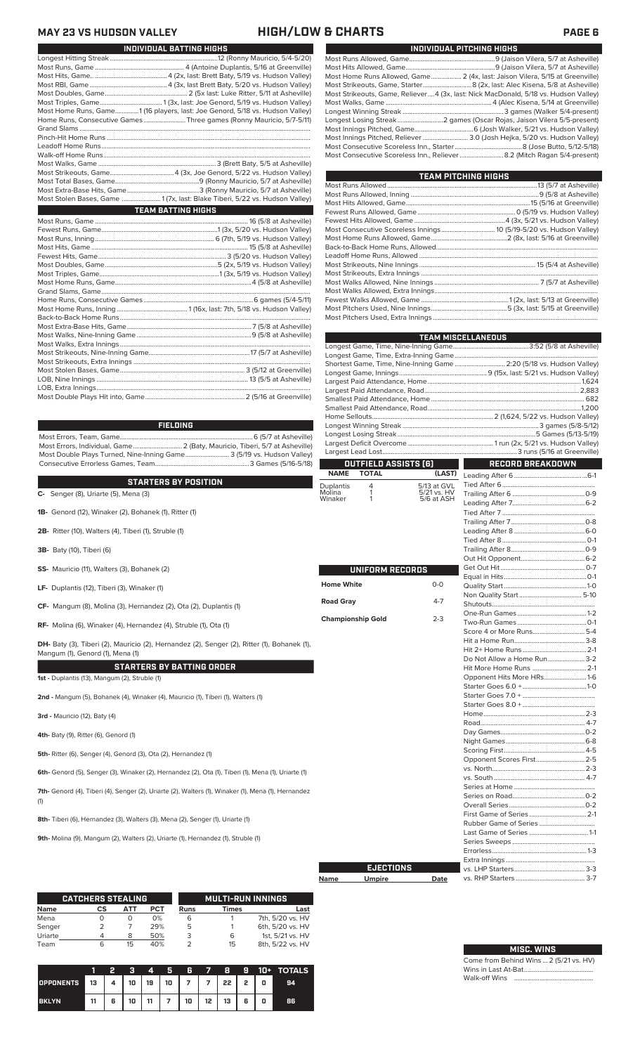# MAY 23 VS HUDSON VALLEY — HIGH/LOW & CHARTS

## INDIVIDUAL BATTING HIGHS

| | |
|---|---|
| Longest Hitting Streak | 12 (Ronny Mauricio, 5/4-5/20) |
| Most Runs, Game | 4 (Antoine Duplantis, 5/16 at Greenville) |
| Most Hits, Game | 4 (2x, last: Brett Baty, 5/19 vs. Hudson Valley) |
| Most RBI, Game | 4 (3x, last: Brett Baty, 5/20 vs. Hudson Valley) |
| Most Doubles, Game | 2 (5x last: Luke Ritter, 5/11 at Asheville) |
| Most Triples, Game | 1 (3x, last: Joe Genord, 5/19 vs. Hudson Valley) |
| Most Home Runs, Game | 1 (16 players, last: Joe Genord, 5/18 vs. Hudson Valley) |
| Home Runs, Consecutive Games | Three games (Ronny Mauricio, 5/7-5/11) |
| Grand Slams | |
| Pinch-Hit Home Runs | |
| Leadoff Home Runs | |
| Walk-off Home Runs | |
| Most Walks, Game | 3 (Brett Baty, 5/5 at Asheville) |
| Most Strikeouts, Game | 4 (3x, Joe Genord, 5/22 vs. Hudson Valley) |
| Most Total Bases, Game | 9 (Ronny Mauricio, 5/7 at Asheville) |
| Most Extra-Base Hits, Game | 3 (Ronny Mauricio, 5/7 at Asheville) |
| Most Stolen Bases, Game | 1 (7x, last: Blake Tiberi, 5/22 vs. Hudson Valley) |

## TEAM BATTING HIGHS

| | |
|---|---|
| Most Runs, Game | 16 (5/8 at Asheville) |
| Fewest Runs, Game | 1 (3x, 5/20 vs. Hudson Valley) |
| Most Runs, Inning | 6 (7th, 5/19 vs. Hudson Valley) |
| Most Hits, Game | 15 (5/8 at Asheville) |
| Fewest Hits, Game | 3 (5/20 vs. Hudson Valley) |
| Most Doubles, Game | 5 (2x, 5/19 vs. Hudson Valley) |
| Most Triples, Game | 1 (3x, 5/19 vs. Hudson Valley) |
| Most Home Runs, Game | 4 (5/8 at Asheville) |
| Grand Slams, Game | |
| Home Runs, Consecutive Games | 6 games (5/4-5/11) |
| Most Home Runs, Inning | 1 (16x, last: 7th, 5/18 vs. Hudson Valley) |
| Back-to-Back Home Runs | |
| Most Extra-Base Hits, Game | 7 (5/8 at Asheville) |
| Most Walks, Nine-Inning Game | 9 (5/8 at Asheville) |
| Most Walks, Extra Innings | |
| Most Strikeouts, Nine-Inning Game | 17 (5/7 at Asheville) |
| Most Strikeouts, Extra Innings | |
| Most Stolen Bases, Game | 3 (5/12 at Greenville) |
| LOB, Nine Innings | 13 (5/5 at Asheville) |
| LOB, Extra Innings | |
| Most Double Plays Hit into, Game | 2 (5/16 at Greenville) |

## FIELDING

| | |
|---|---|
| Most Errors, Team, Game | 6 (5/7 at Asheville) |
| Most Errors, Individual, Game | 2 (Baty, Mauricio, Tiberi, 5/7 at Asheville) |
| Most Double Plays Turned, Nine-Inning Game | 3 (5/19 vs. Hudson Valley) |
| Consecutive Errorless Games, Team | 3 Games (5/16-5/18) |

## STARTERS BY POSITION

**C-** Senger (8), Uriarte (5), Mena (3)

**1B-** Genord (12), Winaker (2), Bohanek (1), Ritter (1)

**2B-** Ritter (10), Walters (4), Tiberi (1), Struble (1)

**3B-** Baty (10), Tiberi (6)

**SS-** Mauricio (11), Walters (3), Bohanek (2)

**LF-** Duplantis (12), Tiberi (3), Winaker (1)

**CF-** Mangum (8), Molina (3), Hernandez (2), Ota (2), Duplantis (1)

**RF-** Molina (6), Winaker (4), Hernandez (4), Struble (1), Ota (1)

**DH-** Baty (3), Tiberi (2), Mauricio (2), Hernandez (2), Senger (2), Ritter (1), Bohanek (1), Mangum (1), Genord (1), Mena (1)

## STARTERS BY BATTING ORDER

**1st -** Duplantis (13), Mangum (2), Struble (1)

**2nd -** Mangum (5), Bohanek (4), Winaker (4), Mauricio (1), Tiberi (1), Walters (1)

**3rd -** Mauricio (12), Baty (4)

**4th-** Baty (9), Ritter (6), Genord (1)

**5th-** Ritter (6), Senger (4), Genord (3), Ota (2), Hernandez (1)

**6th-** Genord (5), Senger (3), Winaker (2), Hernandez (2), Ota (1), Tiberi (1), Mena (1), Uriarte (1)

**7th-** Genord (4), Tiberi (4), Senger (2), Uriarte (2), Walters (1), Winaker (1), Mena (1), Hernandez (1)

**8th-** Tiberi (6), Hernandez (3), Walters (3), Mena (2), Senger (1), Uriarte (1)

**9th-** Molina (9), Mangum (2), Walters (2), Uriarte (1), Hernandez (1), Struble (1)

## CATCHERS STEALING

| Name | CS | ATT | PCT |
|---|---|---|---|
| Mena | 0 | 0 | 0% |
| Senger | 2 | 7 | 29% |
| Uriarte | 4 | 8 | 50% |
| Team | 6 | 15 | 40% |

## MULTI-RUN INNINGS

| Runs | Times | Last |
|---|---|---|
| 6 | 1 | 7th, 5/20 vs. HV |
| 5 | 1 | 6th, 5/20 vs. HV |
| 3 | 6 | 1st, 5/21 vs. HV |
| 2 | 15 | 8th, 5/22 vs. HV |

| | 1 | 2 | 3 | 4 | 5 | 6 | 7 | 8 | 9 | 10+ | TOTALS |
|---|---|---|---|---|---|---|---|---|---|---|---|
| OPPONENTS | 13 | 4 | 10 | 19 | 10 | 7 | 7 | 22 | 2 | 0 | 94 |
| BKLYN | 11 | 6 | 10 | 11 | 7 | 10 | 12 | 13 | 6 | 0 | 86 |

## INDIVIDUAL PITCHING HIGHS

| | |
|---|---|
| Most Runs Allowed, Game | 9 (Jaison Vilera, 5/7 at Asheville) |
| Most Hits Allowed, Game | 9 (Jaison Vilera, 5/7 at Asheville) |
| Most Home Runs Allowed, Game | 2 (4x, last: Jaison Vilera, 5/15 at Greenville) |
| Most Strikeouts, Game, Starter | 8 (2x, last: Alec Kisena, 5/8 at Asheville) |
| Most Strikeouts, Game, Reliever | 4 (3x, last: Nick MacDonald, 5/18 vs. Hudson Valley) |
| Most Walks, Game | 4 (Alec Kisena, 5/14 at Greenville) |
| Longest Winning Streak | 3 games (Walker 5/4-present) |
| Longest Losing Streak | 2 games (Oscar Rojas, Jaison Vilera 5/5-present) |
| Most Innings Pitched, Game | 6 (Josh Walker, 5/21 vs. Hudson Valley) |
| Most Innings Pitched, Reliever | 3.0 (Josh Hejka, 5/20 vs. Hudson Valley) |
| Most Consecutive Scoreless Inn., Starter | 8 (Jose Butto, 5/12-5/18) |
| Most Consecutive Scoreless Inn., Reliever | 8.2 (Mitch Ragan 5/4-present) |

## TEAM PITCHING HIGHS

| | |
|---|---|
| Most Runs Allowed | 13 (5/7 at Asheville) |
| Most Runs Allowed, Inning | 9 (5/8 at Asheville) |
| Most Hits Allowed, Game | 15 (5/16 at Greenville) |
| Fewest Runs Allowed, Game | 0 (5/19 vs. Hudson Valley) |
| Fewest Hits Allowed, Game | 4 (3x, 5/21 vs. Hudson Valley) |
| Most Consecutive Scoreless Innings | 10 (5/19-5/20 vs. Hudson Valley) |
| Most Home Runs Allowed, Game | 2 (8x, last: 5/16 at Greenville) |
| Back-to-Back Home Runs, Allowed | |
| Leadoff Home Runs, Allowed | |
| Most Strikeouts, Nine Innings | 15 (5/4 at Asheville) |
| Most Strikeouts, Extra Innings | |
| Most Walks Allowed, Nine Innings | 7 (5/7 at Asheville) |
| Most Walks Allowed, Extra Innings | |
| Fewest Walks Allowed, Game | 1 (2x, last: 5/13 at Greenville) |
| Most Pitchers Used, Nine Innings | 5 (3x, last: 5/15 at Greenville) |
| Most Pitchers Used, Extra Innings | |

## TEAM MISCELLANEOUS

| | |
|---|---|
| Longest Game, Time, Nine-Inning Game | 3:52 (5/8 at Asheville) |
| Longest Game, Time, Extra-Inning Game | |
| Shortest Game, Time, Nine-Inning Game | 2:20 (5/18 vs. Hudson Valley) |
| Longest Game, Innings | 9 (15x, last: 5/21 vs. Hudson Valley) |
| Largest Paid Attendance, Home | 1,624 |
| Largest Paid Attendance, Road | 2,883 |
| Smallest Paid Attendance, Home | 682 |
| Smallest Paid Attendance, Road | 1,200 |
| Home Sellouts | 2 (1,624, 5/22 vs. Hudson Valley) |
| Longest Winning Streak | 3 games (5/8-5/12) |
| Longest Losing Streak | 5 Games (5/13-5/19) |
| Largest Deficit Overcome | 1 run (2x, 5/21 vs. Hudson Valley) |
| Largest Lead Lost | 3 runs (5/16 at Greenville) |

## OUTFIELD ASSISTS (6)

| NAME | TOTAL | (LAST) |
|---|---|---|
| Duplantis | 4 | 5/13 at GVL |
| Molina | 1 | 5/21 vs. HV |
| Winaker | 1 | 5/6 at ASH |

## UNIFORM RECORDS

| | |
|---|---|
| Home White | 0-0 |
| Road Gray | 4-7 |
| Championship Gold | 2-3 |

## EJECTIONS

| Name | Umpire | Date |
|---|---|---|

## RECORD BREAKDOWN

| | |
|---|---|
| Leading After 6 | 6-1 |
| Tied After 6 | |
| Trailing After 6 | 0-9 |
| Leading After 7 | 6-2 |
| Tied After 7 | |
| Trailing After 7 | 0-8 |
| Leading After 8 | 6-0 |
| Tied After 8 | 0-1 |
| Trailing After 8 | 0-9 |
| Out Hit Opponent | 6-2 |
| Get Out Hit | 0-7 |
| Equal in Hits | 0-1 |
| Quality Start | 1-0 |
| Non Quality Start | 5-10 |
| Shutouts | |
| One-Run Games | 1-2 |
| Two-Run Games | 0-1 |
| Score 4 or More Runs | 5-4 |
| Hit a Home Run | 3-8 |
| Hit 2+ Home Runs | 2-1 |
| Do Not Allow a Home Run | 3-2 |
| Hit More Home Runs | 2-1 |
| Opponent Hits More HRs | 1-6 |
| Starter Goes 6.0 + | 1-0 |
| Starter Goes 7.0 + | |
| Starter Goes 8.0 + | |
| Home | 2-3 |
| Road | 4-7 |
| Day Games | 0-2 |
| Night Games | 6-8 |
| Scoring First | 4-5 |
| Opponent Scores First | 2-5 |
| vs. North | 2-3 |
| vs. South | 4-7 |
| Series at Home | |
| Series on Road | 0-2 |
| Overall Series | 0-2 |
| First Game of Series | 2-1 |
| Rubber Game of Series | |
| Last Game of Series | 1-1 |
| Series Sweeps | |
| Errorless | 1-3 |
| Extra Innings | |
| vs. LHP Starters | 3-3 |
| vs. RHP Starters | 3-7 |

## MISC. WINS

| | |
|---|---|
| Come from Behind Wins | 2 (5/21 vs. HV) |
| Wins in Last At-Bat | |
| Walk-off Wins | |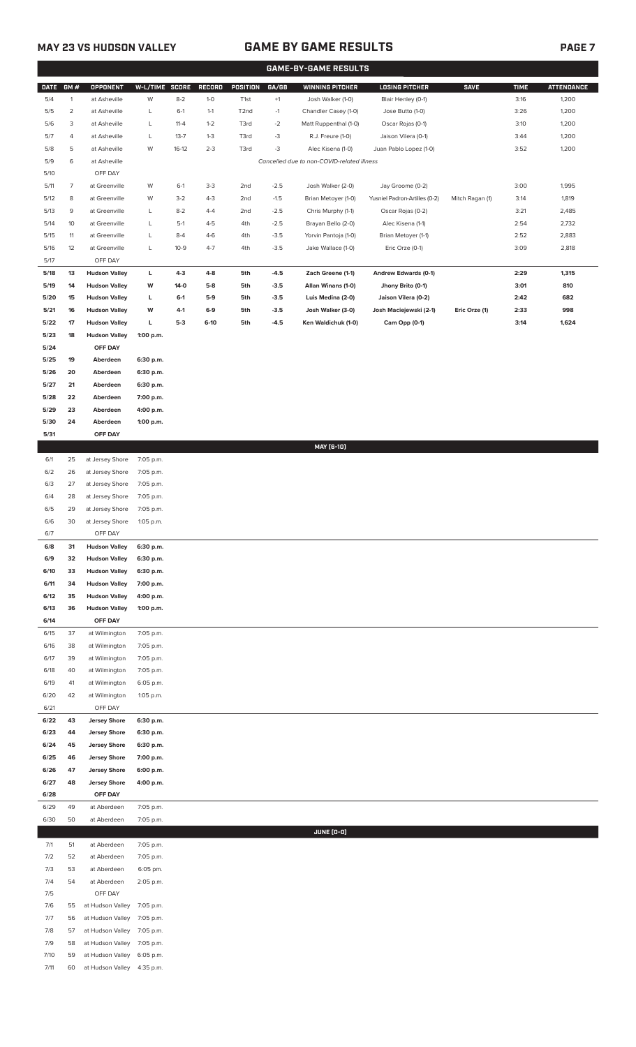## MAY 23 VS HUDSON VALLEY

# GAME BY GAME RESULTS

### GAME-BY-GAME RESULTS

| DATE | GM # | OPPONENT | W-L/TIME | SCORE | RECORD | POSITION | GA/GB | WINNING PITCHER | LOSING PITCHER | SAVE | TIME | ATTENDANCE |
|---|---|---|---|---|---|---|---|---|---|---|---|---|
| 5/4 | 1 | at Asheville | W | 8-2 | 1-0 | T1st | +1 | Josh Walker (1-0) | Blair Henley (0-1) | | 3:16 | 1,200 |
| 5/5 | 2 | at Asheville | L | 6-1 | 1-1 | T2nd | -1 | Chandler Casey (1-0) | Jose Butto (1-0) | | 3:26 | 1,200 |
| 5/6 | 3 | at Asheville | L | 11-4 | 1-2 | T3rd | -2 | Matt Ruppenthal (1-0) | Oscar Rojas (0-1) | | 3:10 | 1,200 |
| 5/7 | 4 | at Asheville | L | 13-7 | 1-3 | T3rd | -3 | R.J. Freure (1-0) | Jaison Vilera (0-1) | | 3:44 | 1,200 |
| 5/8 | 5 | at Asheville | W | 16-12 | 2-3 | T3rd | -3 | Alec Kisena (1-0) | Juan Pablo Lopez (1-0) | | 3:52 | 1,200 |
| 5/9 | 6 | at Asheville | | | | | | *Cancelled due to non-COVID-related illness* | | | | |
| 5/10 | | OFF DAY | | | | | | | | | | |
| 5/11 | 7 | at Greenville | W | 6-1 | 3-3 | 2nd | -2.5 | Josh Walker (2-0) | Jay Groome (0-2) | | 3:00 | 1,995 |
| 5/12 | 8 | at Greenville | W | 3-2 | 4-3 | 2nd | -1.5 | Brian Metoyer (1-0) | Yusniel Padron-Artilles (0-2) | Mitch Ragan (1) | 3:14 | 1,819 |
| 5/13 | 9 | at Greenville | L | 8-2 | 4-4 | 2nd | -2.5 | Chris Murphy (1-1) | Oscar Rojas (0-2) | | 3:21 | 2,485 |
| 5/14 | 10 | at Greenville | L | 5-1 | 4-5 | 4th | -2.5 | Brayan Bello (2-0) | Alec Kisena (1-1) | | 2:54 | 2,732 |
| 5/15 | 11 | at Greenville | L | 8-4 | 4-6 | 4th | -3.5 | Yorvin Pantoja (1-0) | Brian Metoyer (1-1) | | 2:52 | 2,883 |
| 5/16 | 12 | at Greenville | L | 10-9 | 4-7 | 4th | -3.5 | Jake Wallace (1-0) | Eric Orze (0-1) | | 3:09 | 2,818 |
| 5/17 | | OFF DAY | | | | | | | | | | |
| **5/18** | **13** | **Hudson Valley** | **L** | **4-3** | **4-8** | **5th** | **-4.5** | **Zach Greene (1-1)** | **Andrew Edwards (0-1)** | | **2:29** | **1,315** |
| **5/19** | **14** | **Hudson Valley** | **W** | **14-0** | **5-8** | **5th** | **-3.5** | **Allan Winans (1-0)** | **Jhony Brito (0-1)** | | **3:01** | **810** |
| **5/20** | **15** | **Hudson Valley** | **L** | **6-1** | **5-9** | **5th** | **-3.5** | **Luis Medina (2-0)** | **Jaison Vilera (0-2)** | | **2:42** | **682** |
| **5/21** | **16** | **Hudson Valley** | **W** | **4-1** | **6-9** | **5th** | **-3.5** | **Josh Walker (3-0)** | **Josh Maciejewski (2-1)** | **Eric Orze (1)** | **2:33** | **998** |
| **5/22** | **17** | **Hudson Valley** | **L** | **5-3** | **6-10** | **5th** | **-4.5** | **Ken Waldichuk (1-0)** | **Cam Opp (0-1)** | | **3:14** | **1,624** |
| **5/23** | **18** | **Hudson Valley** | **1:00 p.m.** | | | | | | | | | |
| **5/24** | | **OFF DAY** | | | | | | | | | | |
| **5/25** | **19** | **Aberdeen** | **6:30 p.m.** | | | | | | | | | |
| **5/26** | **20** | **Aberdeen** | **6:30 p.m.** | | | | | | | | | |
| **5/27** | **21** | **Aberdeen** | **6:30 p.m.** | | | | | | | | | |
| **5/28** | **22** | **Aberdeen** | **7:00 p.m.** | | | | | | | | | |
| **5/29** | **23** | **Aberdeen** | **4:00 p.m.** | | | | | | | | | |
| **5/30** | **24** | **Aberdeen** | **1:00 p.m.** | | | | | | | | | |
| **5/31** | | **OFF DAY** | | | | | | | | | | |
| | | | | | | | | **MAY (6-10)** | | | | |
| 6/1 | 25 | at Jersey Shore | 7:05 p.m. | | | | | | | | | |
| 6/2 | 26 | at Jersey Shore | 7:05 p.m. | | | | | | | | | |
| 6/3 | 27 | at Jersey Shore | 7:05 p.m. | | | | | | | | | |
| 6/4 | 28 | at Jersey Shore | 7:05 p.m. | | | | | | | | | |
| 6/5 | 29 | at Jersey Shore | 7:05 p.m. | | | | | | | | | |
| 6/6 | 30 | at Jersey Shore | 1:05 p.m. | | | | | | | | | |
| 6/7 | | OFF DAY | | | | | | | | | | |
| **6/8** | **31** | **Hudson Valley** | **6:30 p.m.** | | | | | | | | | |
| **6/9** | **32** | **Hudson Valley** | **6:30 p.m.** | | | | | | | | | |
| **6/10** | **33** | **Hudson Valley** | **6:30 p.m.** | | | | | | | | | |
| **6/11** | **34** | **Hudson Valley** | **7:00 p.m.** | | | | | | | | | |
| **6/12** | **35** | **Hudson Valley** | **4:00 p.m.** | | | | | | | | | |
| **6/13** | **36** | **Hudson Valley** | **1:00 p.m.** | | | | | | | | | |
| **6/14** | | **OFF DAY** | | | | | | | | | | |
| 6/15 | 37 | at Wilmington | 7:05 p.m. | | | | | | | | | |
| 6/16 | 38 | at Wilmington | 7:05 p.m. | | | | | | | | | |
| 6/17 | 39 | at Wilmington | 7:05 p.m. | | | | | | | | | |
| 6/18 | 40 | at Wilmington | 7:05 p.m. | | | | | | | | | |
| 6/19 | 41 | at Wilmington | 6:05 p.m. | | | | | | | | | |
| 6/20 | 42 | at Wilmington | 1:05 p.m. | | | | | | | | | |
| 6/21 | | OFF DAY | | | | | | | | | | |
| **6/22** | **43** | **Jersey Shore** | **6:30 p.m.** | | | | | | | | | |
| **6/23** | **44** | **Jersey Shore** | **6:30 p.m.** | | | | | | | | | |
| **6/24** | **45** | **Jersey Shore** | **6:30 p.m.** | | | | | | | | | |
| **6/25** | **46** | **Jersey Shore** | **7:00 p.m.** | | | | | | | | | |
| **6/26** | **47** | **Jersey Shore** | **6:00 p.m.** | | | | | | | | | |
| **6/27** | **48** | **Jersey Shore** | **4:00 p.m.** | | | | | | | | | |
| **6/28** | | **OFF DAY** | | | | | | | | | | |
| 6/29 | 49 | at Aberdeen | 7:05 p.m. | | | | | | | | | |
| 6/30 | 50 | at Aberdeen | 7:05 p.m. | | | | | | | | | |
| | | | | | | | | **JUNE (0-0)** | | | | |
| 7/1 | 51 | at Aberdeen | 7:05 p.m. | | | | | | | | | |
| 7/2 | 52 | at Aberdeen | 7:05 p.m. | | | | | | | | | |
| 7/3 | 53 | at Aberdeen | 6:05 pm. | | | | | | | | | |
| 7/4 | 54 | at Aberdeen | 2:05 p.m. | | | | | | | | | |
| 7/5 | | OFF DAY | | | | | | | | | | |
| 7/6 | 55 | at Hudson Valley | 7:05 p.m. | | | | | | | | | |
| 7/7 | 56 | at Hudson Valley | 7:05 p.m. | | | | | | | | | |
| 7/8 | 57 | at Hudson Valley | 7:05 p.m. | | | | | | | | | |
| 7/9 | 58 | at Hudson Valley | 7:05 p.m. | | | | | | | | | |
| 7/10 | 59 | at Hudson Valley | 6:05 p.m. | | | | | | | | | |
| 7/11 | 60 | at Hudson Valley | 4:35 p.m. | | | | | | | | | |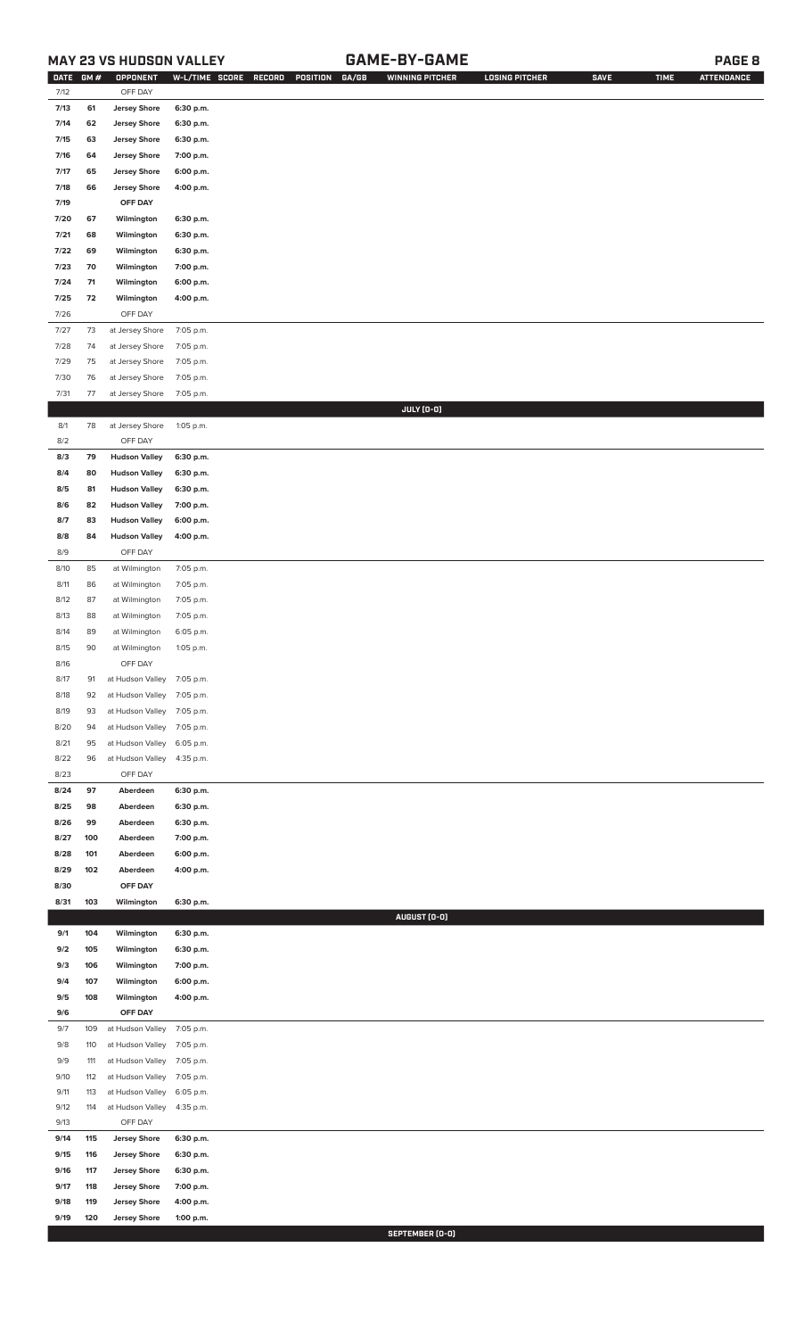## MAY 23 VS HUDSON VALLEY — GAME-BY-GAME

| DATE | GM # | OPPONENT | W-L/TIME | SCORE | RECORD | POSITION | GA/GB | WINNING PITCHER | LOSING PITCHER | SAVE | TIME | ATTENDANCE |
|---|---|---|---|---|---|---|---|---|---|---|---|---|
| 7/12 | | OFF DAY | | | | | | | | | | |
| 7/13 | 61 | Jersey Shore | 6:30 p.m. | | | | | | | | | |
| 7/14 | 62 | Jersey Shore | 6:30 p.m. | | | | | | | | | |
| 7/15 | 63 | Jersey Shore | 6:30 p.m. | | | | | | | | | |
| 7/16 | 64 | Jersey Shore | 7:00 p.m. | | | | | | | | | |
| 7/17 | 65 | Jersey Shore | 6:00 p.m. | | | | | | | | | |
| 7/18 | 66 | Jersey Shore | 4:00 p.m. | | | | | | | | | |
| 7/19 | | OFF DAY | | | | | | | | | | |
| 7/20 | 67 | Wilmington | 6:30 p.m. | | | | | | | | | |
| 7/21 | 68 | Wilmington | 6:30 p.m. | | | | | | | | | |
| 7/22 | 69 | Wilmington | 6:30 p.m. | | | | | | | | | |
| 7/23 | 70 | Wilmington | 7:00 p.m. | | | | | | | | | |
| 7/24 | 71 | Wilmington | 6:00 p.m. | | | | | | | | | |
| 7/25 | 72 | Wilmington | 4:00 p.m. | | | | | | | | | |
| 7/26 | | OFF DAY | | | | | | | | | | |
| 7/27 | 73 | at Jersey Shore | 7:05 p.m. | | | | | | | | | |
| 7/28 | 74 | at Jersey Shore | 7:05 p.m. | | | | | | | | | |
| 7/29 | 75 | at Jersey Shore | 7:05 p.m. | | | | | | | | | |
| 7/30 | 76 | at Jersey Shore | 7:05 p.m. | | | | | | | | | |
| 7/31 | 77 | at Jersey Shore | 7:05 p.m. | | | | | | | | | |
| | | | | | | | | **JULY (0-0)** | | | | |
| 8/1 | 78 | at Jersey Shore | 1:05 p.m. | | | | | | | | | |
| 8/2 | | OFF DAY | | | | | | | | | | |
| 8/3 | 79 | Hudson Valley | 6:30 p.m. | | | | | | | | | |
| 8/4 | 80 | Hudson Valley | 6:30 p.m. | | | | | | | | | |
| 8/5 | 81 | Hudson Valley | 6:30 p.m. | | | | | | | | | |
| 8/6 | 82 | Hudson Valley | 7:00 p.m. | | | | | | | | | |
| 8/7 | 83 | Hudson Valley | 6:00 p.m. | | | | | | | | | |
| 8/8 | 84 | Hudson Valley | 4:00 p.m. | | | | | | | | | |
| 8/9 | | OFF DAY | | | | | | | | | | |
| 8/10 | 85 | at Wilmington | 7:05 p.m. | | | | | | | | | |
| 8/11 | 86 | at Wilmington | 7:05 p.m. | | | | | | | | | |
| 8/12 | 87 | at Wilmington | 7:05 p.m. | | | | | | | | | |
| 8/13 | 88 | at Wilmington | 7:05 p.m. | | | | | | | | | |
| 8/14 | 89 | at Wilmington | 6:05 p.m. | | | | | | | | | |
| 8/15 | 90 | at Wilmington | 1:05 p.m. | | | | | | | | | |
| 8/16 | | OFF DAY | | | | | | | | | | |
| 8/17 | 91 | at Hudson Valley | 7:05 p.m. | | | | | | | | | |
| 8/18 | 92 | at Hudson Valley | 7:05 p.m. | | | | | | | | | |
| 8/19 | 93 | at Hudson Valley | 7:05 p.m. | | | | | | | | | |
| 8/20 | 94 | at Hudson Valley | 7:05 p.m. | | | | | | | | | |
| 8/21 | 95 | at Hudson Valley | 6:05 p.m. | | | | | | | | | |
| 8/22 | 96 | at Hudson Valley | 4:35 p.m. | | | | | | | | | |
| 8/23 | | OFF DAY | | | | | | | | | | |
| 8/24 | 97 | Aberdeen | 6:30 p.m. | | | | | | | | | |
| 8/25 | 98 | Aberdeen | 6:30 p.m. | | | | | | | | | |
| 8/26 | 99 | Aberdeen | 6:30 p.m. | | | | | | | | | |
| 8/27 | 100 | Aberdeen | 7:00 p.m. | | | | | | | | | |
| 8/28 | 101 | Aberdeen | 6:00 p.m. | | | | | | | | | |
| 8/29 | 102 | Aberdeen | 4:00 p.m. | | | | | | | | | |
| 8/30 | | OFF DAY | | | | | | | | | | |
| 8/31 | 103 | Wilmington | 6:30 p.m. | | | | | | | | | |
| | | | | | | | | **AUGUST (0-0)** | | | | |
| 9/1 | 104 | Wilmington | 6:30 p.m. | | | | | | | | | |
| 9/2 | 105 | Wilmington | 6:30 p.m. | | | | | | | | | |
| 9/3 | 106 | Wilmington | 7:00 p.m. | | | | | | | | | |
| 9/4 | 107 | Wilmington | 6:00 p.m. | | | | | | | | | |
| 9/5 | 108 | Wilmington | 4:00 p.m. | | | | | | | | | |
| 9/6 | | OFF DAY | | | | | | | | | | |
| 9/7 | 109 | at Hudson Valley | 7:05 p.m. | | | | | | | | | |
| 9/8 | 110 | at Hudson Valley | 7:05 p.m. | | | | | | | | | |
| 9/9 | 111 | at Hudson Valley | 7:05 p.m. | | | | | | | | | |
| 9/10 | 112 | at Hudson Valley | 7:05 p.m. | | | | | | | | | |
| 9/11 | 113 | at Hudson Valley | 6:05 p.m. | | | | | | | | | |
| 9/12 | 114 | at Hudson Valley | 4:35 p.m. | | | | | | | | | |
| 9/13 | | OFF DAY | | | | | | | | | | |
| 9/14 | 115 | Jersey Shore | 6:30 p.m. | | | | | | | | | |
| 9/15 | 116 | Jersey Shore | 6:30 p.m. | | | | | | | | | |
| 9/16 | 117 | Jersey Shore | 6:30 p.m. | | | | | | | | | |
| 9/17 | 118 | Jersey Shore | 7:00 p.m. | | | | | | | | | |
| 9/18 | 119 | Jersey Shore | 4:00 p.m. | | | | | | | | | |
| 9/19 | 120 | Jersey Shore | 1:00 p.m. | | | | | | | | | |
| | | | | | | | | **SEPTEMBER (0-0)** | | | | |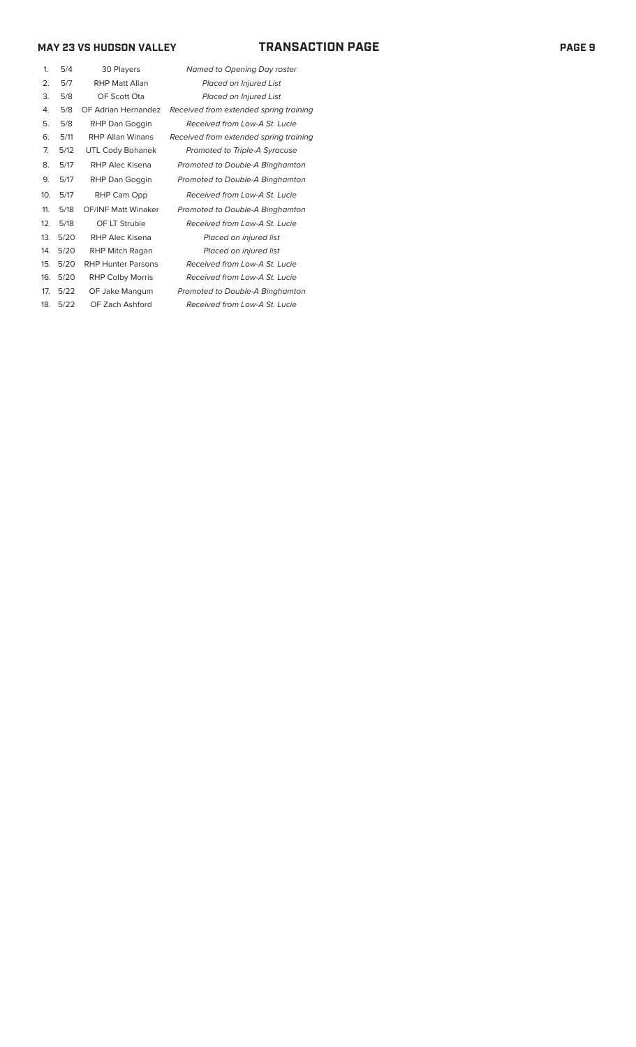## TRANSACTION PAGE

| | | | |
|---|---|---|---|
| 1. | 5/4 | 30 Players | *Named to Opening Day roster* |
| 2. | 5/7 | RHP Matt Allan | *Placed on Injured List* |
| 3. | 5/8 | OF Scott Ota | *Placed on Injured List* |
| 4. | 5/8 | OF Adrian Hernandez | *Received from extended spring training* |
| 5. | 5/8 | RHP Dan Goggin | *Received from Low-A St. Lucie* |
| 6. | 5/11 | RHP Allan Winans | *Received from extended spring training* |
| 7. | 5/12 | UTL Cody Bohanek | *Promoted to Triple-A Syracuse* |
| 8. | 5/17 | RHP Alec Kisena | *Promoted to Double-A Binghamton* |
| 9. | 5/17 | RHP Dan Goggin | *Promoted to Double-A Binghamton* |
| 10. | 5/17 | RHP Cam Opp | *Received from Low-A St. Lucie* |
| 11. | 5/18 | OF/INF Matt Winaker | *Promoted to Double-A Binghamton* |
| 12. | 5/18 | OF LT Struble | *Received from Low-A St. Lucie* |
| 13. | 5/20 | RHP Alec Kisena | *Placed on injured list* |
| 14. | 5/20 | RHP Mitch Ragan | *Placed on injured list* |
| 15. | 5/20 | RHP Hunter Parsons | *Received from Low-A St. Lucie* |
| 16. | 5/20 | RHP Colby Morris | *Received from Low-A St. Lucie* |
| 17. | 5/22 | OF Jake Mangum | *Promoted to Double-A Binghamton* |
| 18. | 5/22 | OF Zach Ashford | *Received from Low-A St. Lucie* |